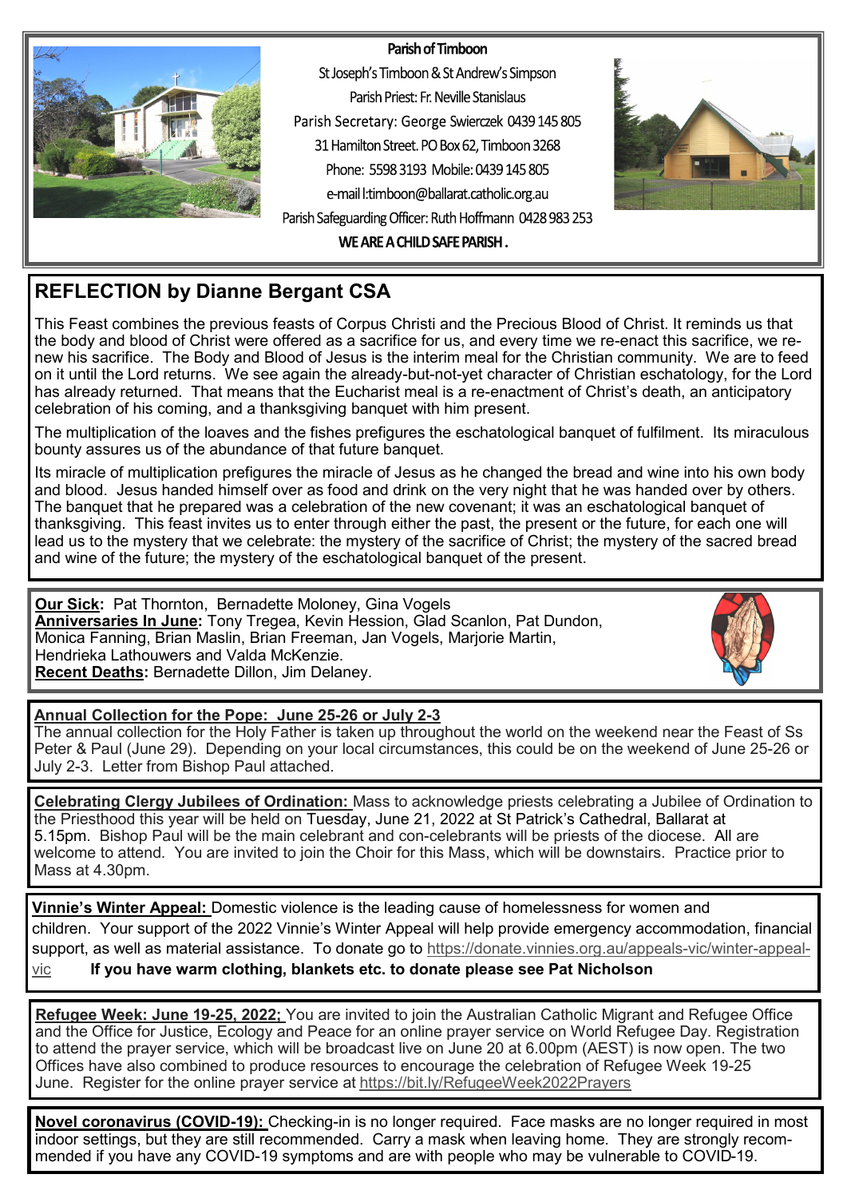**Parish of Timboon**

St Joseph's Timboon & St Andrew's Simpson

Parish Priest: Fr. Neville Stanislaus

Parish Secretary: George Swierczek 0439 145 805

31 Hamilton Street. PO Box 62, Timboon 3268

Phone: 5598 3193 Mobile: 0439 145 805

e-mail l:timboon@ballarat.catholic.org.au

Parish Safeguarding Officer: Ruth Hoffmann 0428 983 253

**WE ARE A CHILD SAFE PARISH .**

## REFLECTION by Dianne Bergant CSA

This Feast combines the previous feasts of Corpus Christi and the Precious Blood of Christ. It reminds us that the body and blood of Christ were offered as a sacrifice for us, and every time we re-enact this sacrifice, we renew his sacrifice. The Body and Blood of Jesus is the interim meal for the Christian community. We are to feed on it until the Lord returns. We see again the already-but-not-yet character of Christian eschatology, for the Lord has already returned. That means that the Eucharist meal is a re-enactment of Christ's death, an anticipatory celebration of his coming, and a thanksgiving banquet with him present.

The multiplication of the loaves and the fishes prefigures the eschatological banquet of fulfilment. Its miraculous bounty assures us of the abundance of that future banquet.

Its miracle of multiplication prefigures the miracle of Jesus as he changed the bread and wine into his own body and blood. Jesus handed himself over as food and drink on the very night that he was handed over by others. The banquet that he prepared was a celebration of the new covenant; it was an eschatological banquet of thanksgiving. This feast invites us to enter through either the past, the present or the future, for each one will lead us to the mystery that we celebrate: the mystery of the sacrifice of Christ; the mystery of the sacred bread and wine of the future; the mystery of the eschatological banquet of the present.

**Our Sick:** Pat Thornton, Bernadette Moloney, Gina Vogels
**Anniversaries In June:** Tony Tregea, Kevin Hession, Glad Scanlon, Pat Dundon, Monica Fanning, Brian Maslin, Brian Freeman, Jan Vogels, Marjorie Martin, Hendrieka Lathouwers and Valda McKenzie.
**Recent Deaths:** Bernadette Dillon, Jim Delaney.

**Annual Collection for the Pope: June 25-26 or July 2-3**
The annual collection for the Holy Father is taken up throughout the world on the weekend near the Feast of Ss Peter & Paul (June 29). Depending on your local circumstances, this could be on the weekend of June 25-26 or July 2-3. Letter from Bishop Paul attached.

**Celebrating Clergy Jubilees of Ordination:** Mass to acknowledge priests celebrating a Jubilee of Ordination to the Priesthood this year will be held on Tuesday, June 21, 2022 at St Patrick's Cathedral, Ballarat at 5.15pm. Bishop Paul will be the main celebrant and con-celebrants will be priests of the diocese. All are welcome to attend. You are invited to join the Choir for this Mass, which will be downstairs. Practice prior to Mass at 4.30pm.

**Vinnie's Winter Appeal:** Domestic violence is the leading cause of homelessness for women and children. Your support of the 2022 Vinnie's Winter Appeal will help provide emergency accommodation, financial support, as well as material assistance. To donate go to https://donate.vinnies.org.au/appeals-vic/winter-appeal-vic **If you have warm clothing, blankets etc. to donate please see Pat Nicholson**

**Refugee Week: June 19-25, 2022;** You are invited to join the Australian Catholic Migrant and Refugee Office and the Office for Justice, Ecology and Peace for an online prayer service on World Refugee Day. Registration to attend the prayer service, which will be broadcast live on June 20 at 6.00pm (AEST) is now open. The two Offices have also combined to produce resources to encourage the celebration of Refugee Week 19-25 June. Register for the online prayer service at https://bit.ly/RefugeeWeek2022Prayers

**Novel coronavirus (COVID-19):** Checking-in is no longer required. Face masks are no longer required in most indoor settings, but they are still recommended. Carry a mask when leaving home. They are strongly recommended if you have any COVID-19 symptoms and are with people who may be vulnerable to COVID-19.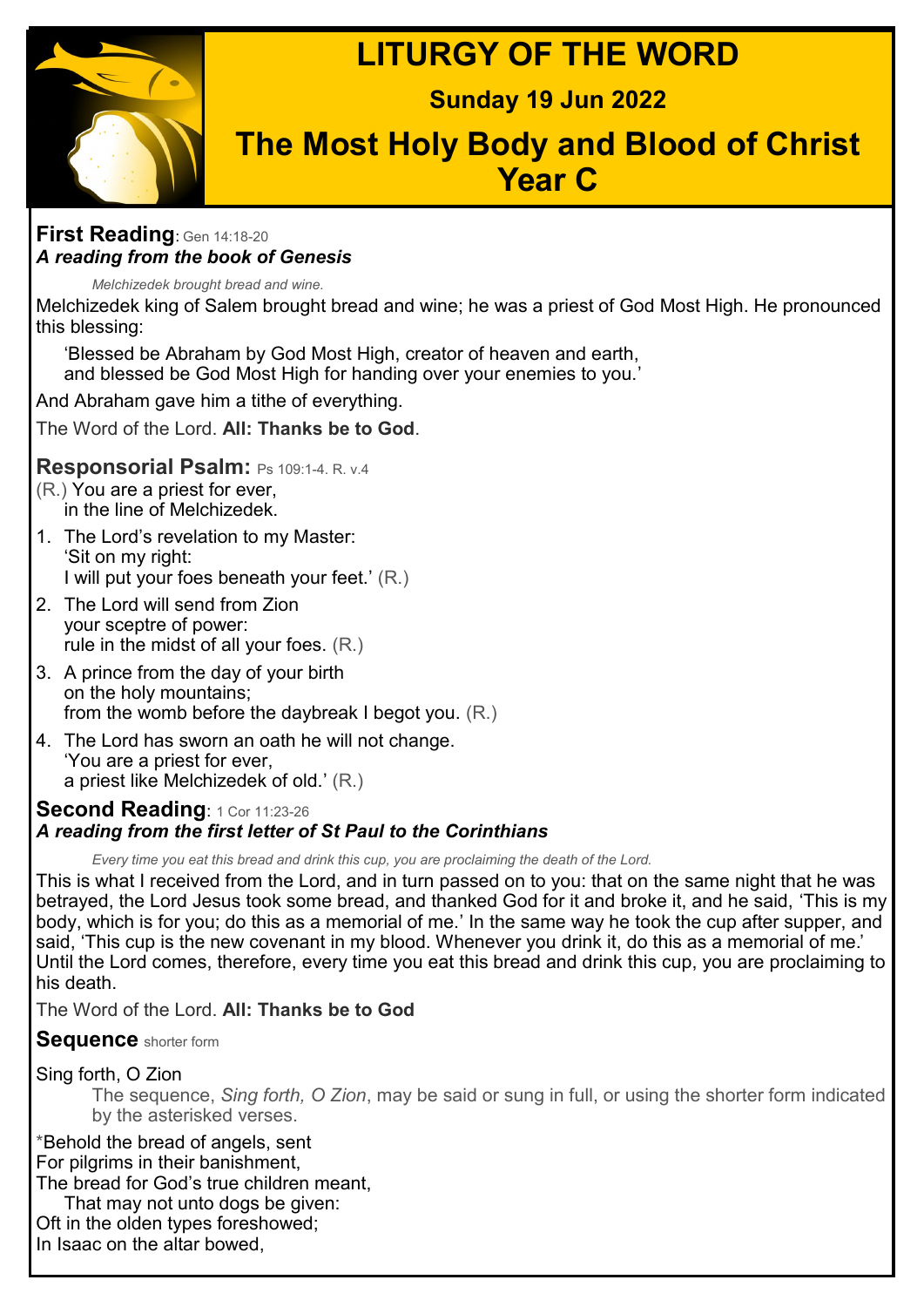# LITURGY OF THE WORD

**Sunday 19 Jun 2022**

## The Most Holy Body and Blood of Christ Year C

### First Reading: Gen 14:18-20

***A reading from the book of Genesis***

*Melchizedek brought bread and wine.*

Melchizedek king of Salem brought bread and wine; he was a priest of God Most High. He pronounced this blessing:

'Blessed be Abraham by God Most High, creator of heaven and earth,
and blessed be God Most High for handing over your enemies to you.'

And Abraham gave him a tithe of everything.

The Word of the Lord. **All: Thanks be to God**.

### Responsorial Psalm: Ps 109:1-4. R. v.4

(R.) You are a priest for ever,
in the line of Melchizedek.

1. The Lord's revelation to my Master:
   'Sit on my right:
   I will put your foes beneath your feet.' (R.)
2. The Lord will send from Zion
   your sceptre of power:
   rule in the midst of all your foes. (R.)
3. A prince from the day of your birth
   on the holy mountains;
   from the womb before the daybreak I begot you. (R.)
4. The Lord has sworn an oath he will not change.
   'You are a priest for ever,
   a priest like Melchizedek of old.' (R.)

### Second Reading: 1 Cor 11:23-26

***A reading from the first letter of St Paul to the Corinthians***

*Every time you eat this bread and drink this cup, you are proclaiming the death of the Lord.*

This is what I received from the Lord, and in turn passed on to you: that on the same night that he was betrayed, the Lord Jesus took some bread, and thanked God for it and broke it, and he said, 'This is my body, which is for you; do this as a memorial of me.' In the same way he took the cup after supper, and said, 'This cup is the new covenant in my blood. Whenever you drink it, do this as a memorial of me.' Until the Lord comes, therefore, every time you eat this bread and drink this cup, you are proclaiming to his death.

The Word of the Lord. **All: Thanks be to God**

### Sequence shorter form

Sing forth, O Zion

The sequence, *Sing forth, O Zion*, may be said or sung in full, or using the shorter form indicated by the asterisked verses.

*Behold the bread of angels, sent
For pilgrims in their banishment,
The bread for God's true children meant,
That may not unto dogs be given:
Oft in the olden types foreshowed;
In Isaac on the altar bowed,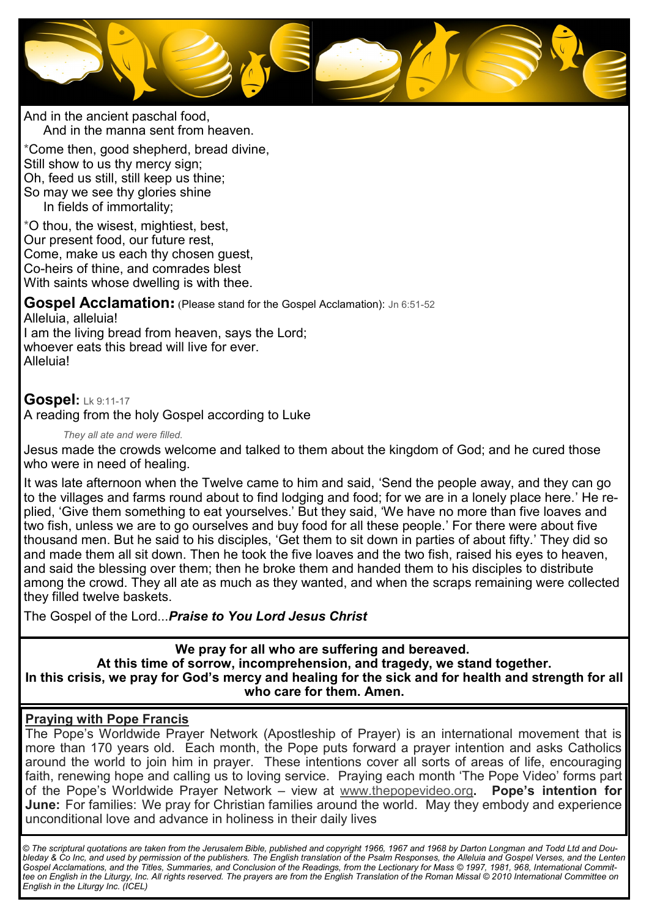And in the ancient paschal food,
And in the manna sent from heaven.

*Come then, good shepherd, bread divine,
Still show to us thy mercy sign;
Oh, feed us still, still keep us thine;
So may we see thy glories shine
In fields of immortality;

*O thou, the wisest, mightiest, best,
Our present food, our future rest,
Come, make us each thy chosen guest,
Co-heirs of thine, and comrades blest
With saints whose dwelling is with thee.

**Gospel Acclamation:** (Please stand for the Gospel Acclamation): Jn 6:51-52

Alleluia, alleluia!
I am the living bread from heaven, says the Lord;
whoever eats this bread will live for ever.
Alleluia!

**Gospel:** Lk 9:11-17

A reading from the holy Gospel according to Luke

*They all ate and were filled.*

Jesus made the crowds welcome and talked to them about the kingdom of God; and he cured those who were in need of healing.

It was late afternoon when the Twelve came to him and said, 'Send the people away, and they can go to the villages and farms round about to find lodging and food; for we are in a lonely place here.' He replied, 'Give them something to eat yourselves.' But they said, 'We have no more than five loaves and two fish, unless we are to go ourselves and buy food for all these people.' For there were about five thousand men. But he said to his disciples, 'Get them to sit down in parties of about fifty.' They did so and made them all sit down. Then he took the five loaves and the two fish, raised his eyes to heaven, and said the blessing over them; then he broke them and handed them to his disciples to distribute among the crowd. They all ate as much as they wanted, and when the scraps remaining were collected they filled twelve baskets.

The Gospel of the Lord...***Praise to You Lord Jesus Christ***

**We pray for all who are suffering and bereaved.
At this time of sorrow, incomprehension, and tragedy, we stand together.
In this crisis, we pray for God's mercy and healing for the sick and for health and strength for all who care for them. Amen.**

**Praying with Pope Francis**

The Pope's Worldwide Prayer Network (Apostleship of Prayer) is an international movement that is more than 170 years old. Each month, the Pope puts forward a prayer intention and asks Catholics around the world to join him in prayer. These intentions cover all sorts of areas of life, encouraging faith, renewing hope and calling us to loving service. Praying each month 'The Pope Video' forms part of the Pope's Worldwide Prayer Network – view at www.thepopevideo.org. **Pope's intention for June:** For families: We pray for Christian families around the world. May they embody and experience unconditional love and advance in holiness in their daily lives

*© The scriptural quotations are taken from the Jerusalem Bible, published and copyright 1966, 1967 and 1968 by Darton Longman and Todd Ltd and Doubleday & Co Inc, and used by permission of the publishers. The English translation of the Psalm Responses, the Alleluia and Gospel Verses, and the Lenten Gospel Acclamations, and the Titles, Summaries, and Conclusion of the Readings, from the Lectionary for Mass © 1997, 1981, 968, International Committee on English in the Liturgy, Inc. All rights reserved. The prayers are from the English Translation of the Roman Missal © 2010 International Committee on English in the Liturgy Inc. (ICEL)*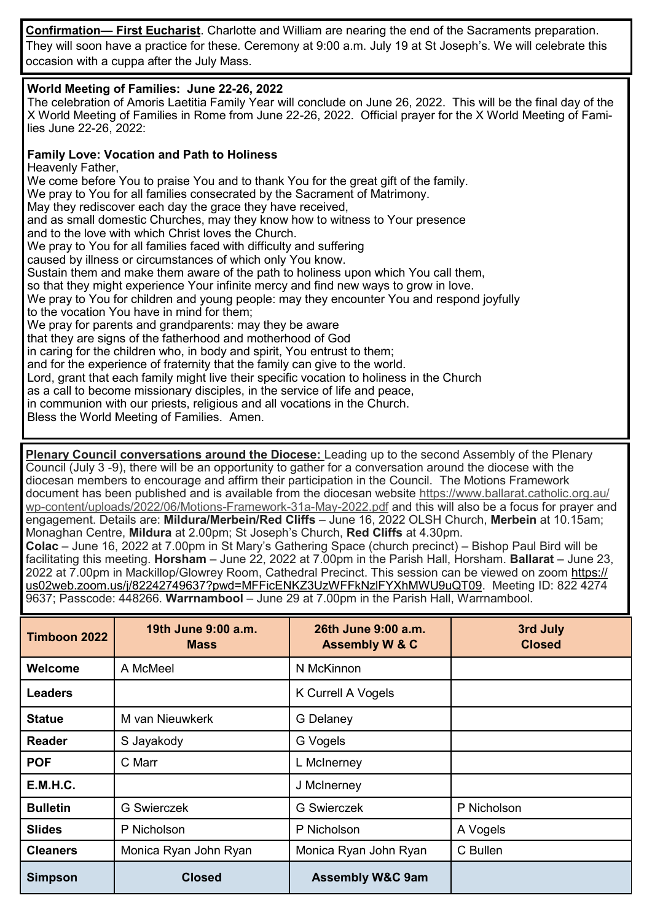**Confirmation— First Eucharist**. Charlotte and William are nearing the end of the Sacraments preparation. They will soon have a practice for these. Ceremony at 9:00 a.m. July 19 at St Joseph's. We will celebrate this occasion with a cuppa after the July Mass.

**World Meeting of Families: June 22-26, 2022**

The celebration of Amoris Laetitia Family Year will conclude on June 26, 2022. This will be the final day of the X World Meeting of Families in Rome from June 22-26, 2022. Official prayer for the X World Meeting of Families June 22-26, 2022:

**Family Love: Vocation and Path to Holiness**

Heavenly Father,
We come before You to praise You and to thank You for the great gift of the family.
We pray to You for all families consecrated by the Sacrament of Matrimony.
May they rediscover each day the grace they have received,
and as small domestic Churches, may they know how to witness to Your presence
and to the love with which Christ loves the Church.
We pray to You for all families faced with difficulty and suffering
caused by illness or circumstances of which only You know.
Sustain them and make them aware of the path to holiness upon which You call them,
so that they might experience Your infinite mercy and find new ways to grow in love.
We pray to You for children and young people: may they encounter You and respond joyfully
to the vocation You have in mind for them;
We pray for parents and grandparents: may they be aware
that they are signs of the fatherhood and motherhood of God
in caring for the children who, in body and spirit, You entrust to them;
and for the experience of fraternity that the family can give to the world.
Lord, grant that each family might live their specific vocation to holiness in the Church
as a call to become missionary disciples, in the service of life and peace,
in communion with our priests, religious and all vocations in the Church.
Bless the World Meeting of Families. Amen.

**Plenary Council conversations around the Diocese:** Leading up to the second Assembly of the Plenary Council (July 3 -9), there will be an opportunity to gather for a conversation around the diocese with the diocesan members to encourage and affirm their participation in the Council. The Motions Framework document has been published and is available from the diocesan website https://www.ballarat.catholic.org.au/wp-content/uploads/2022/06/Motions-Framework-31a-May-2022.pdf and this will also be a focus for prayer and engagement. Details are: **Mildura/Merbein/Red Cliffs** – June 16, 2022 OLSH Church, **Merbein** at 10.15am; Monaghan Centre, **Mildura** at 2.00pm; St Joseph's Church, **Red Cliffs** at 4.30pm.
**Colac** – June 16, 2022 at 7.00pm in St Mary's Gathering Space (church precinct) – Bishop Paul Bird will be facilitating this meeting. **Horsham** – June 22, 2022 at 7.00pm in the Parish Hall, Horsham. **Ballarat** – June 23, 2022 at 7.00pm in Mackillop/Glowrey Room, Cathedral Precinct. This session can be viewed on zoom https://us02web.zoom.us/j/82242749637?pwd=MFFicENKZ3UzWFFkNzlFYXhMWU9uQT09. Meeting ID: 822 4274 9637; Passcode: 448266. **Warrnambool** – June 29 at 7.00pm in the Parish Hall, Warrnambool.

| Timboon 2022 | 19th June 9:00 a.m. Mass | 26th June 9:00 a.m. Assembly W & C | 3rd July Closed |
|---|---|---|---|
| Welcome | A McMeel | N McKinnon | |
| Leaders | | K Currell A Vogels | |
| Statue | M van Nieuwkerk | G Delaney | |
| Reader | S Jayakody | G Vogels | |
| POF | C Marr | L McInerney | |
| E.M.H.C. | | J McInerney | |
| Bulletin | G Swierczek | G Swierczek | P Nicholson |
| Slides | P Nicholson | P Nicholson | A Vogels |
| Cleaners | Monica Ryan John Ryan | Monica Ryan John Ryan | C Bullen |
| **Simpson** | **Closed** | **Assembly W&C 9am** | |